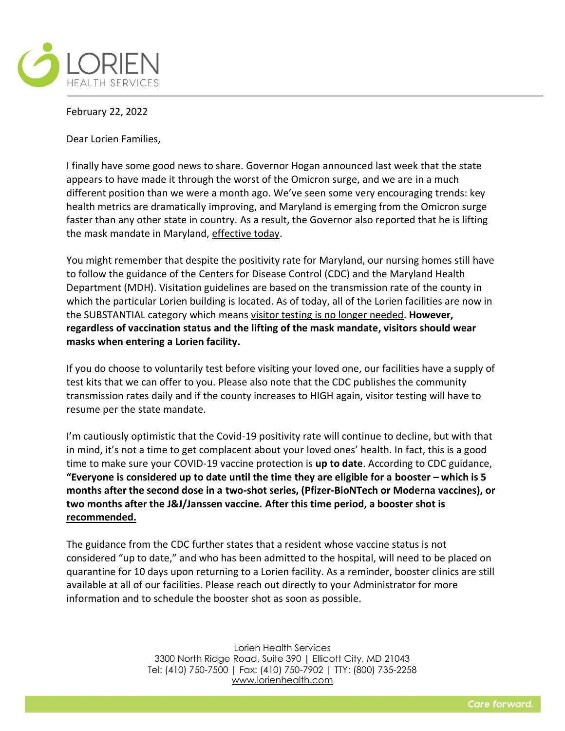LORIEN
HEALTH SERVICES

February 22, 2022

Dear Lorien Families,

I finally have some good news to share. Governor Hogan announced last week that the state appears to have made it through the worst of the Omicron surge, and we are in a much different position than we were a month ago. We've seen some very encouraging trends: key health metrics are dramatically improving, and Maryland is emerging from the Omicron surge faster than any other state in country. As a result, the Governor also reported that he is lifting the mask mandate in Maryland, <u>effective today</u>.

You might remember that despite the positivity rate for Maryland, our nursing homes still have to follow the guidance of the Centers for Disease Control (CDC) and the Maryland Health Department (MDH). Visitation guidelines are based on the transmission rate of the county in which the particular Lorien building is located. As of today, all of the Lorien facilities are now in the SUBSTANTIAL category which means <u>visitor testing is no longer needed</u>. **However, regardless of vaccination status and the lifting of the mask mandate, visitors should wear masks when entering a Lorien facility.**

If you do choose to voluntarily test before visiting your loved one, our facilities have a supply of test kits that we can offer to you. Please also note that the CDC publishes the community transmission rates daily and if the county increases to HIGH again, visitor testing will have to resume per the state mandate.

I'm cautiously optimistic that the Covid-19 positivity rate will continue to decline, but with that in mind, it's not a time to get complacent about your loved ones' health. In fact, this is a good time to make sure your COVID-19 vaccine protection is **up to date**. According to CDC guidance, **"Everyone is considered up to date until the time they are eligible for a booster – which is 5 months after the second dose in a two-shot series, (Pfizer-BioNTech or Moderna vaccines), or two months after the J&J/Janssen vaccine. <u>After this time period, a booster shot is recommended.</u>**

The guidance from the CDC further states that a resident whose vaccine status is not considered "up to date," and who has been admitted to the hospital, will need to be placed on quarantine for 10 days upon returning to a Lorien facility. As a reminder, booster clinics are still available at all of our facilities. Please reach out directly to your Administrator for more information and to schedule the booster shot as soon as possible.

Lorien Health Services
3300 North Ridge Road, Suite 390 | Ellicott City, MD 21043
Tel: (410) 750-7500 | Fax: (410) 750-7902 | TTY: (800) 735-2258
www.lorienhealth.com

Care forward.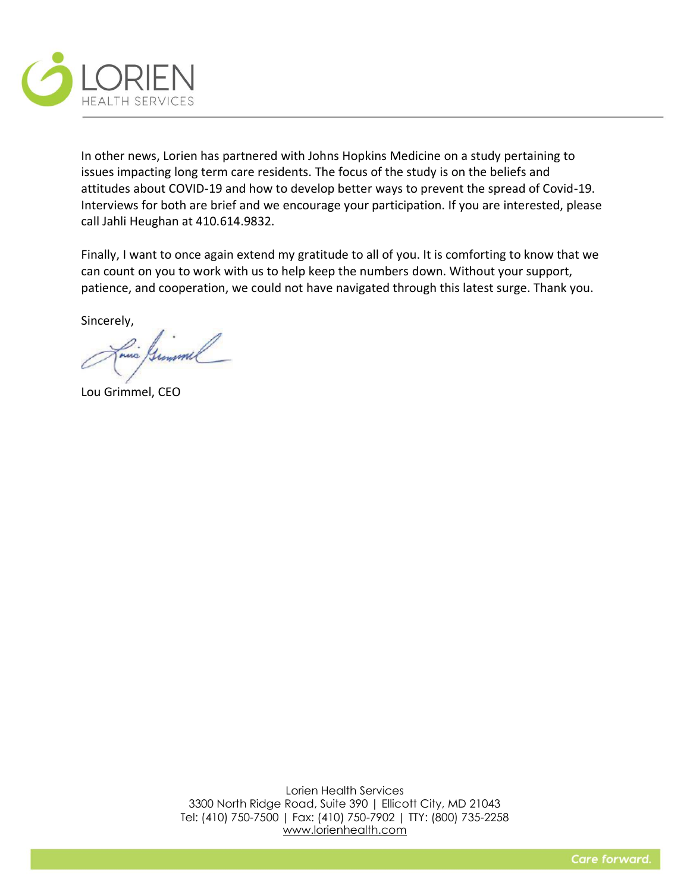In other news, Lorien has partnered with Johns Hopkins Medicine on a study pertaining to issues impacting long term care residents. The focus of the study is on the beliefs and attitudes about COVID-19 and how to develop better ways to prevent the spread of Covid-19. Interviews for both are brief and we encourage your participation. If you are interested, please call Jahli Heughan at 410.614.9832.

Finally, I want to once again extend my gratitude to all of you. It is comforting to know that we can count on you to work with us to help keep the numbers down. Without your support, patience, and cooperation, we could not have navigated through this latest surge. Thank you.

Sincerely,

Lou Grimmel, CEO

Lorien Health Services
3300 North Ridge Road, Suite 390 | Ellicott City, MD 21043
Tel: (410) 750-7500 | Fax: (410) 750-7902 | TTY: (800) 735-2258
www.lorienhealth.com

*Care forward.*